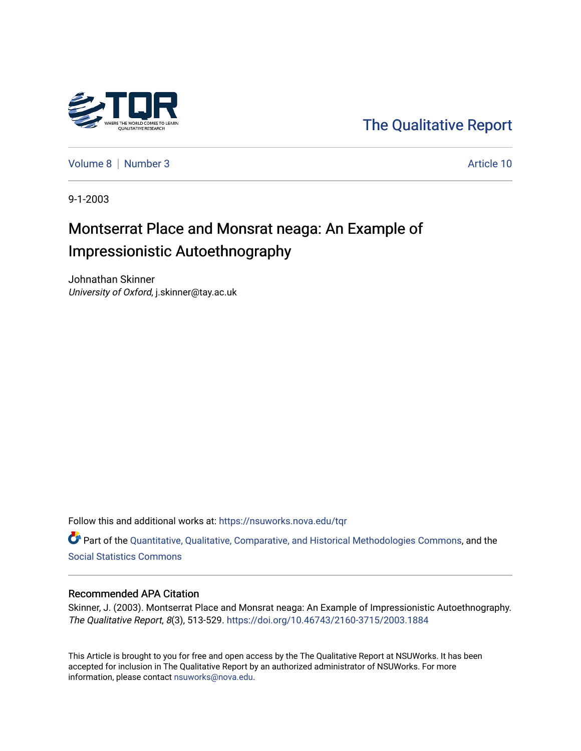The Qualitative Report

Volume 8 | Number 3 | Article 10

9-1-2003

# Montserrat Place and Monsrat neaga: An Example of Impressionistic Autoethnography

Johnathan Skinner
*University of Oxford*, j.skinner@tay.ac.uk

Follow this and additional works at: https://nsuworks.nova.edu/tqr

Part of the Quantitative, Qualitative, Comparative, and Historical Methodologies Commons, and the Social Statistics Commons

## Recommended APA Citation

Skinner, J. (2003). Montserrat Place and Monsrat neaga: An Example of Impressionistic Autoethnography. *The Qualitative Report*, *8*(3), 513-529. https://doi.org/10.46743/2160-3715/2003.1884

This Article is brought to you for free and open access by the The Qualitative Report at NSUWorks. It has been accepted for inclusion in The Qualitative Report by an authorized administrator of NSUWorks. For more information, please contact nsuworks@nova.edu.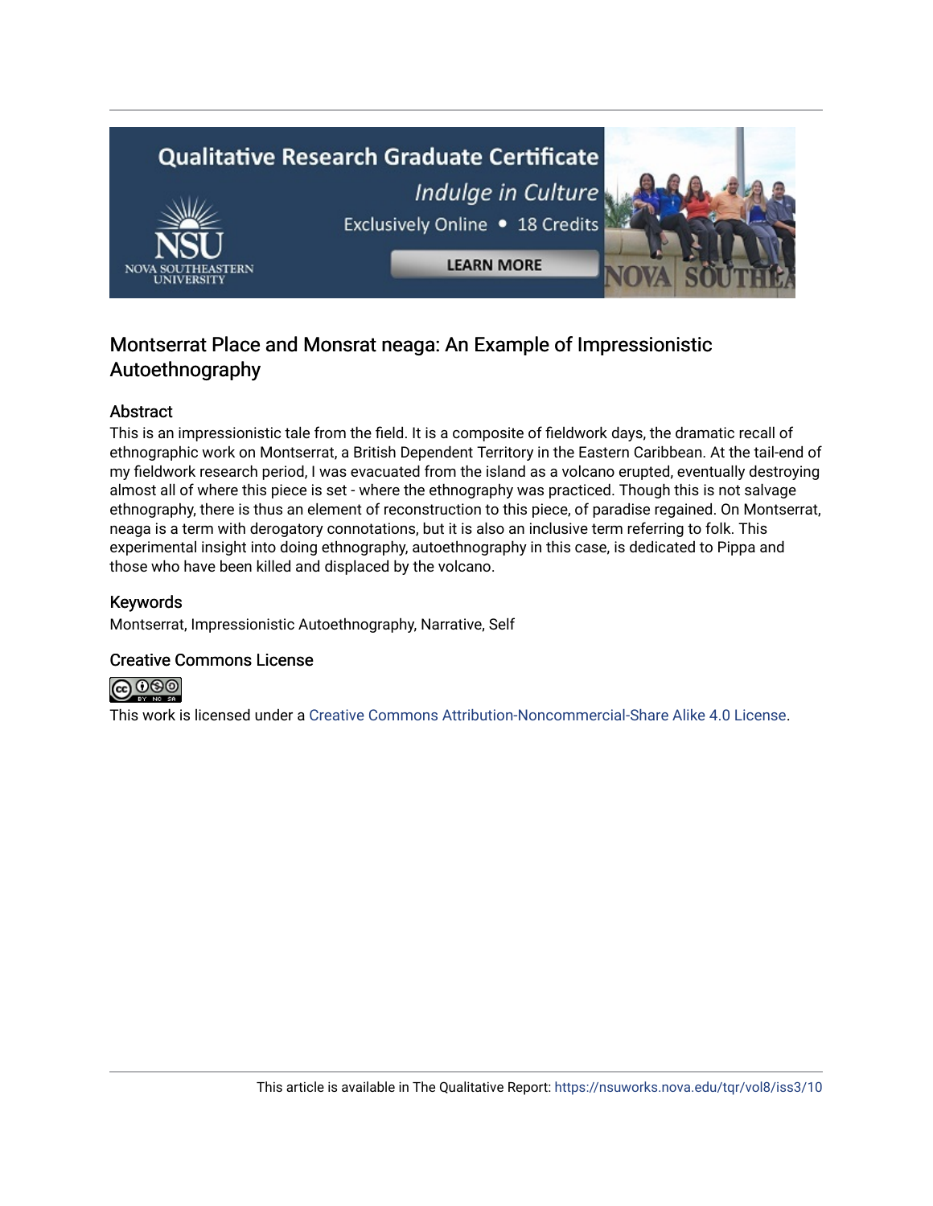## Montserrat Place and Monsrat neaga: An Example of Impressionistic Autoethnography

### Abstract

This is an impressionistic tale from the field. It is a composite of fieldwork days, the dramatic recall of ethnographic work on Montserrat, a British Dependent Territory in the Eastern Caribbean. At the tail-end of my fieldwork research period, I was evacuated from the island as a volcano erupted, eventually destroying almost all of where this piece is set - where the ethnography was practiced. Though this is not salvage ethnography, there is thus an element of reconstruction to this piece, of paradise regained. On Montserrat, neaga is a term with derogatory connotations, but it is also an inclusive term referring to folk. This experimental insight into doing ethnography, autoethnography in this case, is dedicated to Pippa and those who have been killed and displaced by the volcano.

### Keywords

Montserrat, Impressionistic Autoethnography, Narrative, Self

### Creative Commons License

This work is licensed under a Creative Commons Attribution-Noncommercial-Share Alike 4.0 License.

This article is available in The Qualitative Report: https://nsuworks.nova.edu/tqr/vol8/iss3/10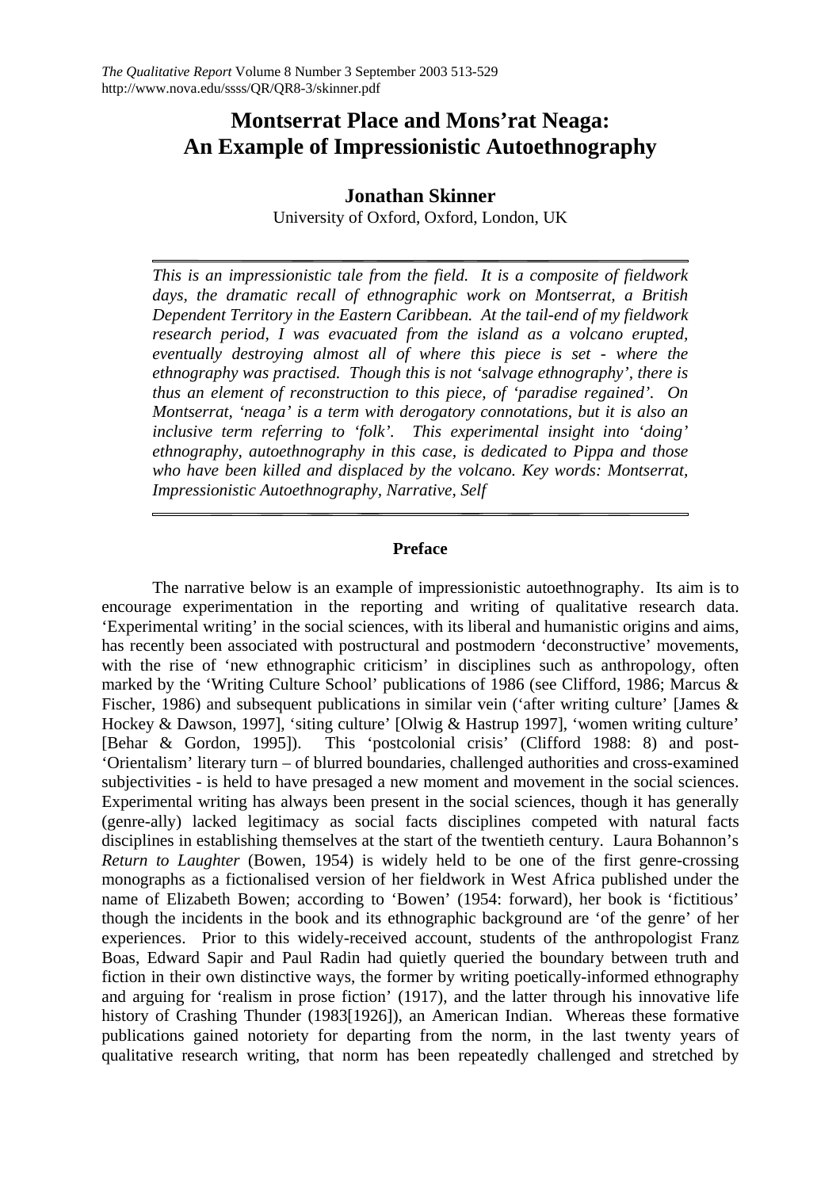# Montserrat Place and Mons'rat Neaga: An Example of Impressionistic Autoethnography

**Jonathan Skinner**

University of Oxford, Oxford, London, UK

---

*This is an impressionistic tale from the field. It is a composite of fieldwork days, the dramatic recall of ethnographic work on Montserrat, a British Dependent Territory in the Eastern Caribbean. At the tail-end of my fieldwork research period, I was evacuated from the island as a volcano erupted, eventually destroying almost all of where this piece is set - where the ethnography was practised. Though this is not 'salvage ethnography', there is thus an element of reconstruction to this piece, of 'paradise regained'. On Montserrat, 'neaga' is a term with derogatory connotations, but it is also an inclusive term referring to 'folk'. This experimental insight into 'doing' ethnography, autoethnography in this case, is dedicated to Pippa and those who have been killed and displaced by the volcano. Key words: Montserrat, Impressionistic Autoethnography, Narrative, Self*

---

## Preface

The narrative below is an example of impressionistic autoethnography. Its aim is to encourage experimentation in the reporting and writing of qualitative research data. 'Experimental writing' in the social sciences, with its liberal and humanistic origins and aims, has recently been associated with postructural and postmodern 'deconstructive' movements, with the rise of 'new ethnographic criticism' in disciplines such as anthropology, often marked by the 'Writing Culture School' publications of 1986 (see Clifford, 1986; Marcus & Fischer, 1986) and subsequent publications in similar vein ('after writing culture' [James & Hockey & Dawson, 1997], 'siting culture' [Olwig & Hastrup 1997], 'women writing culture' [Behar & Gordon, 1995]). This 'postcolonial crisis' (Clifford 1988: 8) and post-'Orientalism' literary turn – of blurred boundaries, challenged authorities and cross-examined subjectivities - is held to have presaged a new moment and movement in the social sciences. Experimental writing has always been present in the social sciences, though it has generally (genre-ally) lacked legitimacy as social facts disciplines competed with natural facts disciplines in establishing themselves at the start of the twentieth century. Laura Bohannon's *Return to Laughter* (Bowen, 1954) is widely held to be one of the first genre-crossing monographs as a fictionalised version of her fieldwork in West Africa published under the name of Elizabeth Bowen; according to 'Bowen' (1954: forward), her book is 'fictitious' though the incidents in the book and its ethnographic background are 'of the genre' of her experiences. Prior to this widely-received account, students of the anthropologist Franz Boas, Edward Sapir and Paul Radin had quietly queried the boundary between truth and fiction in their own distinctive ways, the former by writing poetically-informed ethnography and arguing for 'realism in prose fiction' (1917), and the latter through his innovative life history of Crashing Thunder (1983[1926]), an American Indian. Whereas these formative publications gained notoriety for departing from the norm, in the last twenty years of qualitative research writing, that norm has been repeatedly challenged and stretched by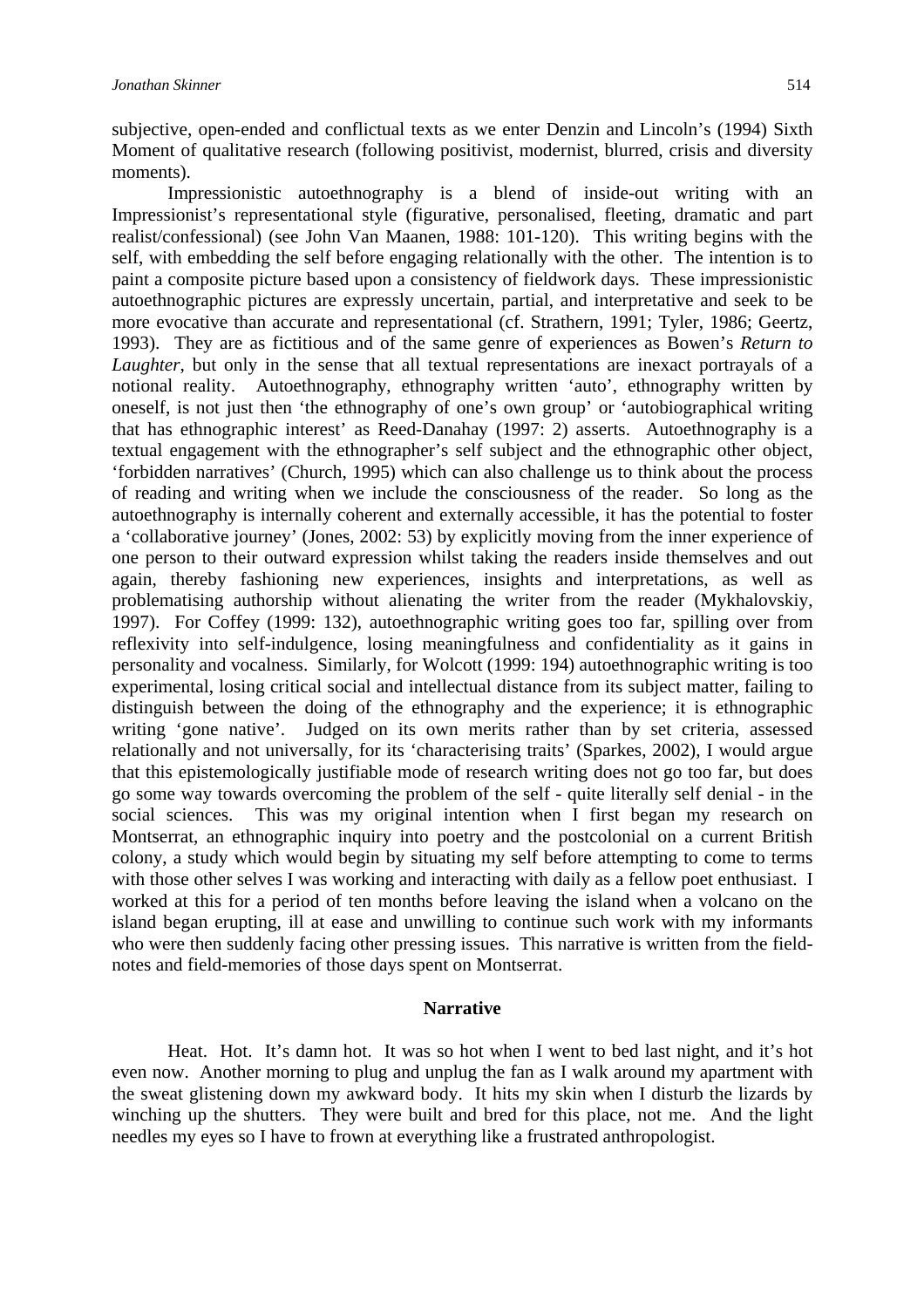subjective, open-ended and conflictual texts as we enter Denzin and Lincoln's (1994) Sixth Moment of qualitative research (following positivist, modernist, blurred, crisis and diversity moments).

Impressionistic autoethnography is a blend of inside-out writing with an Impressionist's representational style (figurative, personalised, fleeting, dramatic and part realist/confessional) (see John Van Maanen, 1988: 101-120). This writing begins with the self, with embedding the self before engaging relationally with the other. The intention is to paint a composite picture based upon a consistency of fieldwork days. These impressionistic autoethnographic pictures are expressly uncertain, partial, and interpretative and seek to be more evocative than accurate and representational (cf. Strathern, 1991; Tyler, 1986; Geertz, 1993). They are as fictitious and of the same genre of experiences as Bowen's *Return to Laughter*, but only in the sense that all textual representations are inexact portrayals of a notional reality. Autoethnography, ethnography written 'auto', ethnography written by oneself, is not just then 'the ethnography of one's own group' or 'autobiographical writing that has ethnographic interest' as Reed-Danahay (1997: 2) asserts. Autoethnography is a textual engagement with the ethnographer's self subject and the ethnographic other object, 'forbidden narratives' (Church, 1995) which can also challenge us to think about the process of reading and writing when we include the consciousness of the reader. So long as the autoethnography is internally coherent and externally accessible, it has the potential to foster a 'collaborative journey' (Jones, 2002: 53) by explicitly moving from the inner experience of one person to their outward expression whilst taking the readers inside themselves and out again, thereby fashioning new experiences, insights and interpretations, as well as problematising authorship without alienating the writer from the reader (Mykhalovskiy, 1997). For Coffey (1999: 132), autoethnographic writing goes too far, spilling over from reflexivity into self-indulgence, losing meaningfulness and confidentiality as it gains in personality and vocalness. Similarly, for Wolcott (1999: 194) autoethnographic writing is too experimental, losing critical social and intellectual distance from its subject matter, failing to distinguish between the doing of the ethnography and the experience; it is ethnographic writing 'gone native'. Judged on its own merits rather than by set criteria, assessed relationally and not universally, for its 'characterising traits' (Sparkes, 2002), I would argue that this epistemologically justifiable mode of research writing does not go too far, but does go some way towards overcoming the problem of the self - quite literally self denial - in the social sciences. This was my original intention when I first began my research on Montserrat, an ethnographic inquiry into poetry and the postcolonial on a current British colony, a study which would begin by situating my self before attempting to come to terms with those other selves I was working and interacting with daily as a fellow poet enthusiast. I worked at this for a period of ten months before leaving the island when a volcano on the island began erupting, ill at ease and unwilling to continue such work with my informants who were then suddenly facing other pressing issues. This narrative is written from the field-notes and field-memories of those days spent on Montserrat.

## Narrative

Heat. Hot. It's damn hot. It was so hot when I went to bed last night, and it's hot even now. Another morning to plug and unplug the fan as I walk around my apartment with the sweat glistening down my awkward body. It hits my skin when I disturb the lizards by winching up the shutters. They were built and bred for this place, not me. And the light needles my eyes so I have to frown at everything like a frustrated anthropologist.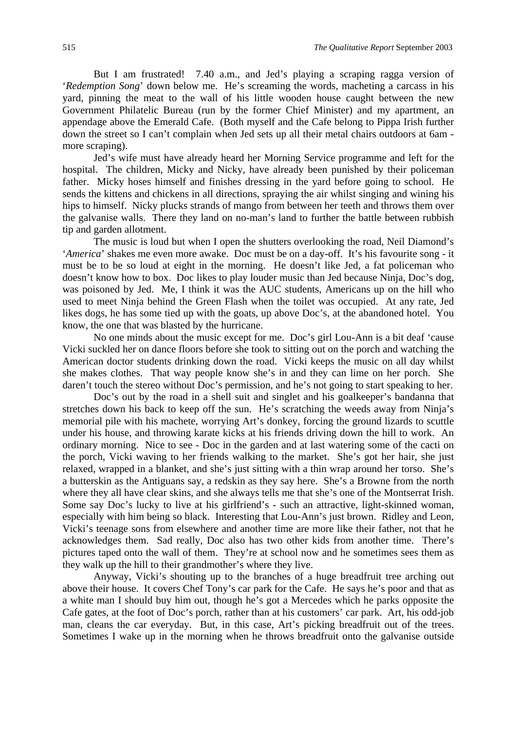But I am frustrated! 7.40 a.m., and Jed's playing a scraping ragga version of '*Redemption Song*' down below me. He's screaming the words, macheting a carcass in his yard, pinning the meat to the wall of his little wooden house caught between the new Government Philatelic Bureau (run by the former Chief Minister) and my apartment, an appendage above the Emerald Cafe. (Both myself and the Cafe belong to Pippa Irish further down the street so I can't complain when Jed sets up all their metal chairs outdoors at 6am - more scraping).

Jed's wife must have already heard her Morning Service programme and left for the hospital. The children, Micky and Nicky, have already been punished by their policeman father. Micky hoses himself and finishes dressing in the yard before going to school. He sends the kittens and chickens in all directions, spraying the air whilst singing and wining his hips to himself. Nicky plucks strands of mango from between her teeth and throws them over the galvanise walls. There they land on no-man's land to further the battle between rubbish tip and garden allotment.

The music is loud but when I open the shutters overlooking the road, Neil Diamond's '*America*' shakes me even more awake. Doc must be on a day-off. It's his favourite song - it must be to be so loud at eight in the morning. He doesn't like Jed, a fat policeman who doesn't know how to box. Doc likes to play louder music than Jed because Ninja, Doc's dog, was poisoned by Jed. Me, I think it was the AUC students, Americans up on the hill who used to meet Ninja behind the Green Flash when the toilet was occupied. At any rate, Jed likes dogs, he has some tied up with the goats, up above Doc's, at the abandoned hotel. You know, the one that was blasted by the hurricane.

No one minds about the music except for me. Doc's girl Lou-Ann is a bit deaf 'cause Vicki suckled her on dance floors before she took to sitting out on the porch and watching the American doctor students drinking down the road. Vicki keeps the music on all day whilst she makes clothes. That way people know she's in and they can lime on her porch. She daren't touch the stereo without Doc's permission, and he's not going to start speaking to her.

Doc's out by the road in a shell suit and singlet and his goalkeeper's bandanna that stretches down his back to keep off the sun. He's scratching the weeds away from Ninja's memorial pile with his machete, worrying Art's donkey, forcing the ground lizards to scuttle under his house, and throwing karate kicks at his friends driving down the hill to work. An ordinary morning. Nice to see - Doc in the garden and at last watering some of the cacti on the porch, Vicki waving to her friends walking to the market. She's got her hair, she just relaxed, wrapped in a blanket, and she's just sitting with a thin wrap around her torso. She's a butterskin as the Antiguans say, a redskin as they say here. She's a Browne from the north where they all have clear skins, and she always tells me that she's one of the Montserrat Irish. Some say Doc's lucky to live at his girlfriend's - such an attractive, light-skinned woman, especially with him being so black. Interesting that Lou-Ann's just brown. Ridley and Leon, Vicki's teenage sons from elsewhere and another time are more like their father, not that he acknowledges them. Sad really, Doc also has two other kids from another time. There's pictures taped onto the wall of them. They're at school now and he sometimes sees them as they walk up the hill to their grandmother's where they live.

Anyway, Vicki's shouting up to the branches of a huge breadfruit tree arching out above their house. It covers Chef Tony's car park for the Cafe. He says he's poor and that as a white man I should buy him out, though he's got a Mercedes which he parks opposite the Cafe gates, at the foot of Doc's porch, rather than at his customers' car park. Art, his odd-job man, cleans the car everyday. But, in this case, Art's picking breadfruit out of the trees. Sometimes I wake up in the morning when he throws breadfruit onto the galvanise outside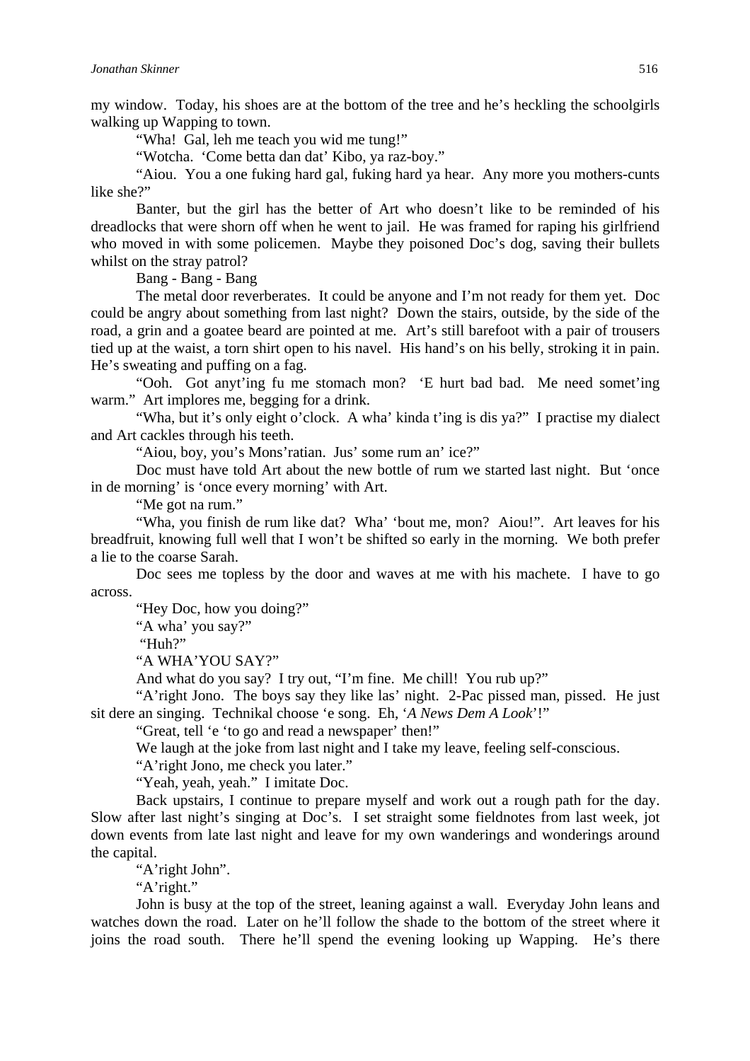my window. Today, his shoes are at the bottom of the tree and he's heckling the schoolgirls walking up Wapping to town.

"Wha! Gal, leh me teach you wid me tung!"

"Wotcha. 'Come betta dan dat' Kibo, ya raz-boy."

"Aiou. You a one fuking hard gal, fuking hard ya hear. Any more you mothers-cunts like she?"

Banter, but the girl has the better of Art who doesn't like to be reminded of his dreadlocks that were shorn off when he went to jail. He was framed for raping his girlfriend who moved in with some policemen. Maybe they poisoned Doc's dog, saving their bullets whilst on the stray patrol?

Bang - Bang - Bang

The metal door reverberates. It could be anyone and I'm not ready for them yet. Doc could be angry about something from last night? Down the stairs, outside, by the side of the road, a grin and a goatee beard are pointed at me. Art's still barefoot with a pair of trousers tied up at the waist, a torn shirt open to his navel. His hand's on his belly, stroking it in pain. He's sweating and puffing on a fag.

"Ooh. Got anyt'ing fu me stomach mon? 'E hurt bad bad. Me need somet'ing warm." Art implores me, begging for a drink.

"Wha, but it's only eight o'clock. A wha' kinda t'ing is dis ya?" I practise my dialect and Art cackles through his teeth.

"Aiou, boy, you's Mons'ratian. Jus' some rum an' ice?"

Doc must have told Art about the new bottle of rum we started last night. But 'once in de morning' is 'once every morning' with Art.

"Me got na rum."

"Wha, you finish de rum like dat? Wha' 'bout me, mon? Aiou!". Art leaves for his breadfruit, knowing full well that I won't be shifted so early in the morning. We both prefer a lie to the coarse Sarah.

Doc sees me topless by the door and waves at me with his machete. I have to go across.

"Hey Doc, how you doing?"

"A wha' you say?"

"Huh?"

"A WHA'YOU SAY?"

And what do you say? I try out, "I'm fine. Me chill! You rub up?"

"A'right Jono. The boys say they like las' night. 2-Pac pissed man, pissed. He just sit dere an singing. Technikal choose 'e song. Eh, '*A News Dem A Look*'!"

"Great, tell 'e 'to go and read a newspaper' then!"

We laugh at the joke from last night and I take my leave, feeling self-conscious.

"A'right Jono, me check you later."

"Yeah, yeah, yeah." I imitate Doc.

Back upstairs, I continue to prepare myself and work out a rough path for the day. Slow after last night's singing at Doc's. I set straight some fieldnotes from last week, jot down events from late last night and leave for my own wanderings and wonderings around the capital.

"A'right John".

"A'right."

John is busy at the top of the street, leaning against a wall. Everyday John leans and watches down the road. Later on he'll follow the shade to the bottom of the street where it joins the road south. There he'll spend the evening looking up Wapping. He's there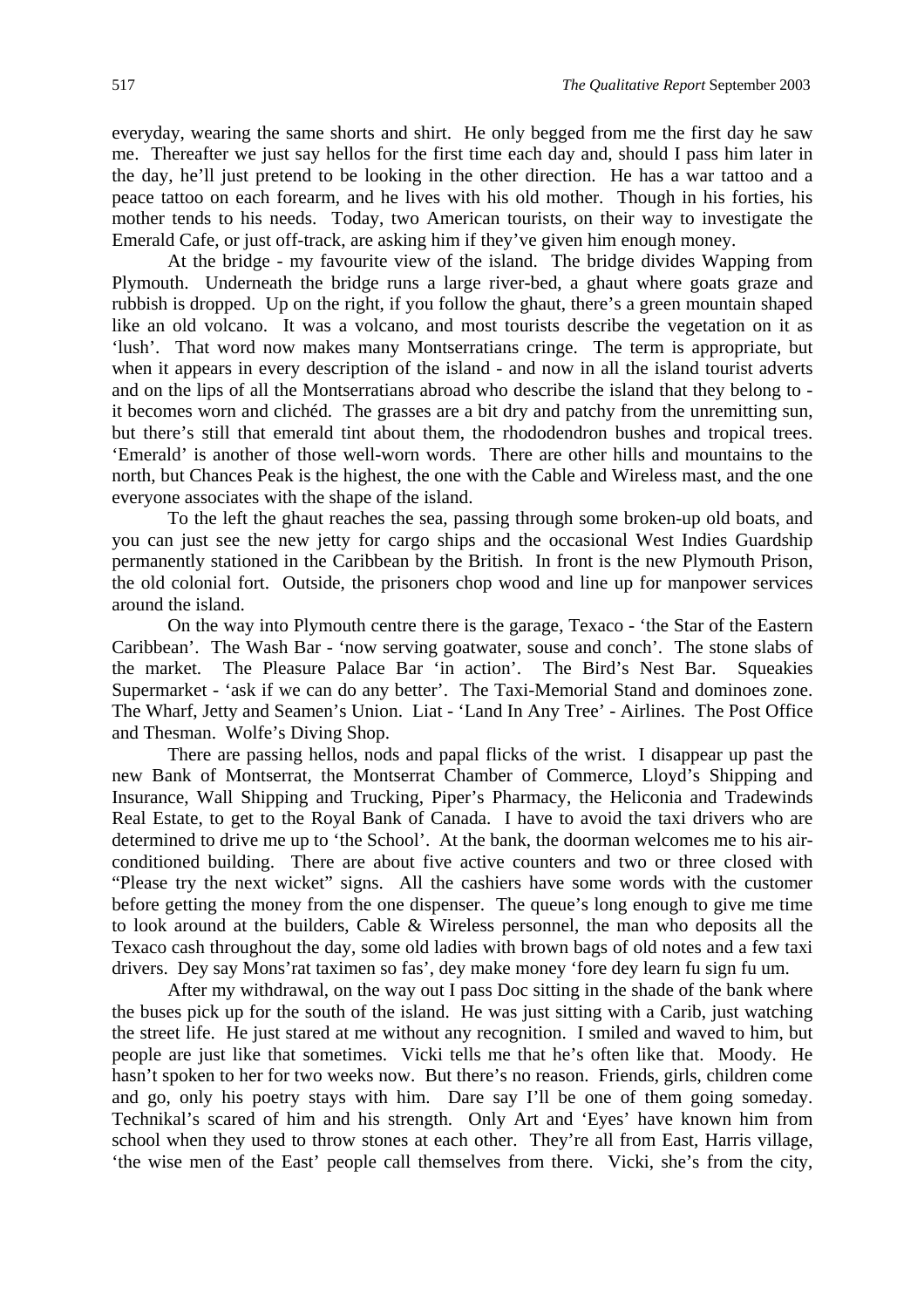everyday, wearing the same shorts and shirt. He only begged from me the first day he saw me. Thereafter we just say hellos for the first time each day and, should I pass him later in the day, he'll just pretend to be looking in the other direction. He has a war tattoo and a peace tattoo on each forearm, and he lives with his old mother. Though in his forties, his mother tends to his needs. Today, two American tourists, on their way to investigate the Emerald Cafe, or just off-track, are asking him if they've given him enough money.

At the bridge - my favourite view of the island. The bridge divides Wapping from Plymouth. Underneath the bridge runs a large river-bed, a ghaut where goats graze and rubbish is dropped. Up on the right, if you follow the ghaut, there's a green mountain shaped like an old volcano. It was a volcano, and most tourists describe the vegetation on it as 'lush'. That word now makes many Montserratians cringe. The term is appropriate, but when it appears in every description of the island - and now in all the island tourist adverts and on the lips of all the Montserratians abroad who describe the island that they belong to - it becomes worn and clichéd. The grasses are a bit dry and patchy from the unremitting sun, but there's still that emerald tint about them, the rhododendron bushes and tropical trees. 'Emerald' is another of those well-worn words. There are other hills and mountains to the north, but Chances Peak is the highest, the one with the Cable and Wireless mast, and the one everyone associates with the shape of the island.

To the left the ghaut reaches the sea, passing through some broken-up old boats, and you can just see the new jetty for cargo ships and the occasional West Indies Guardship permanently stationed in the Caribbean by the British. In front is the new Plymouth Prison, the old colonial fort. Outside, the prisoners chop wood and line up for manpower services around the island.

On the way into Plymouth centre there is the garage, Texaco - 'the Star of the Eastern Caribbean'. The Wash Bar - 'now serving goatwater, souse and conch'. The stone slabs of the market. The Pleasure Palace Bar 'in action'. The Bird's Nest Bar. Squeakies Supermarket - 'ask if we can do any better'. The Taxi-Memorial Stand and dominoes zone. The Wharf, Jetty and Seamen's Union. Liat - 'Land In Any Tree' - Airlines. The Post Office and Thesman. Wolfe's Diving Shop.

There are passing hellos, nods and papal flicks of the wrist. I disappear up past the new Bank of Montserrat, the Montserrat Chamber of Commerce, Lloyd's Shipping and Insurance, Wall Shipping and Trucking, Piper's Pharmacy, the Heliconia and Tradewinds Real Estate, to get to the Royal Bank of Canada. I have to avoid the taxi drivers who are determined to drive me up to 'the School'. At the bank, the doorman welcomes me to his air-conditioned building. There are about five active counters and two or three closed with "Please try the next wicket" signs. All the cashiers have some words with the customer before getting the money from the one dispenser. The queue's long enough to give me time to look around at the builders, Cable & Wireless personnel, the man who deposits all the Texaco cash throughout the day, some old ladies with brown bags of old notes and a few taxi drivers. Dey say Mons'rat taximen so fas', dey make money 'fore dey learn fu sign fu um.

After my withdrawal, on the way out I pass Doc sitting in the shade of the bank where the buses pick up for the south of the island. He was just sitting with a Carib, just watching the street life. He just stared at me without any recognition. I smiled and waved to him, but people are just like that sometimes. Vicki tells me that he's often like that. Moody. He hasn't spoken to her for two weeks now. But there's no reason. Friends, girls, children come and go, only his poetry stays with him. Dare say I'll be one of them going someday. Technikal's scared of him and his strength. Only Art and 'Eyes' have known him from school when they used to throw stones at each other. They're all from East, Harris village, 'the wise men of the East' people call themselves from there. Vicki, she's from the city,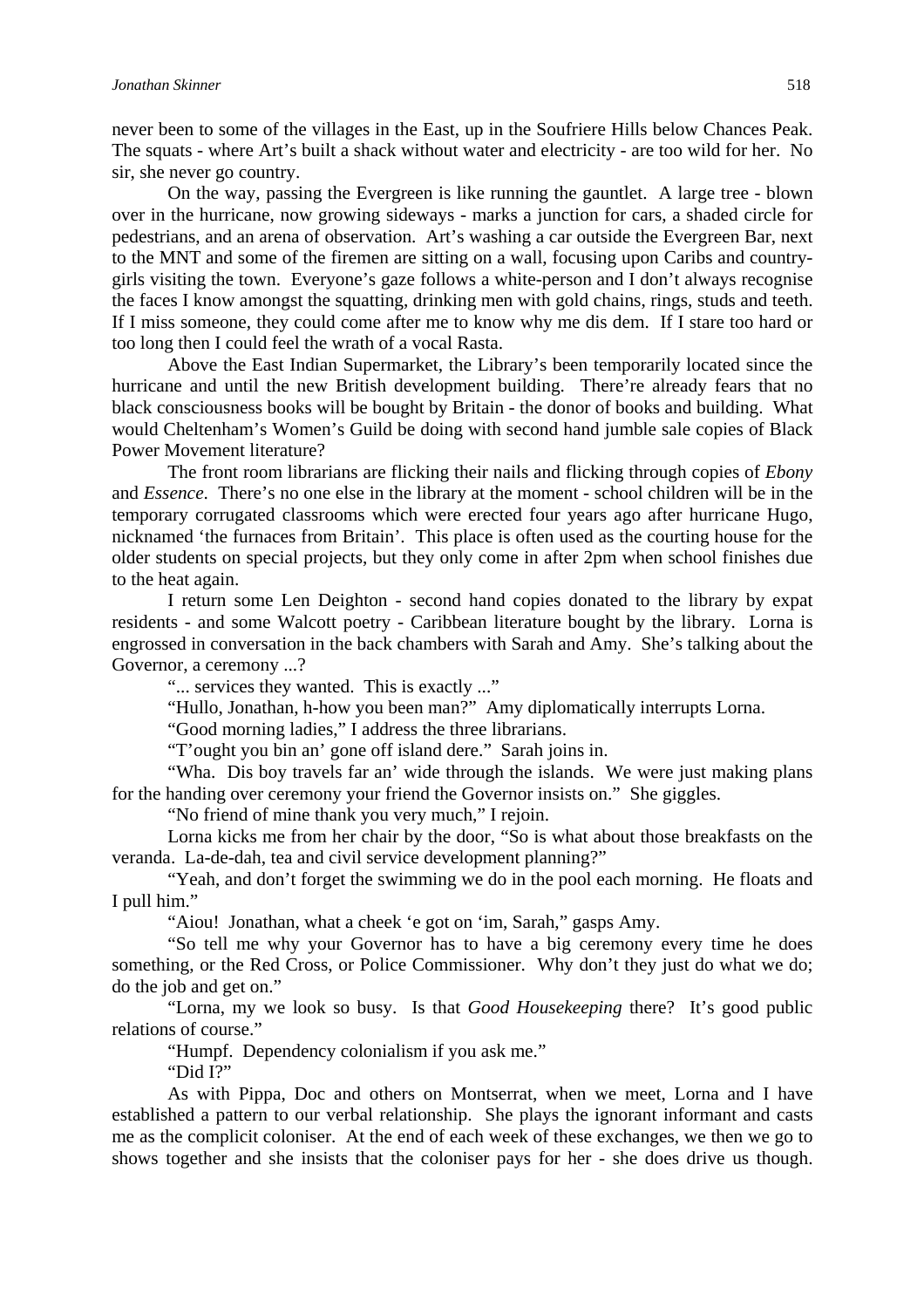never been to some of the villages in the East, up in the Soufriere Hills below Chances Peak. The squats - where Art's built a shack without water and electricity - are too wild for her. No sir, she never go country.

On the way, passing the Evergreen is like running the gauntlet. A large tree - blown over in the hurricane, now growing sideways - marks a junction for cars, a shaded circle for pedestrians, and an arena of observation. Art's washing a car outside the Evergreen Bar, next to the MNT and some of the firemen are sitting on a wall, focusing upon Caribs and country-girls visiting the town. Everyone's gaze follows a white-person and I don't always recognise the faces I know amongst the squatting, drinking men with gold chains, rings, studs and teeth. If I miss someone, they could come after me to know why me dis dem. If I stare too hard or too long then I could feel the wrath of a vocal Rasta.

Above the East Indian Supermarket, the Library's been temporarily located since the hurricane and until the new British development building. There're already fears that no black consciousness books will be bought by Britain - the donor of books and building. What would Cheltenham's Women's Guild be doing with second hand jumble sale copies of Black Power Movement literature?

The front room librarians are flicking their nails and flicking through copies of *Ebony* and *Essence*. There's no one else in the library at the moment - school children will be in the temporary corrugated classrooms which were erected four years ago after hurricane Hugo, nicknamed 'the furnaces from Britain'. This place is often used as the courting house for the older students on special projects, but they only come in after 2pm when school finishes due to the heat again.

I return some Len Deighton - second hand copies donated to the library by expat residents - and some Walcott poetry - Caribbean literature bought by the library. Lorna is engrossed in conversation in the back chambers with Sarah and Amy. She's talking about the Governor, a ceremony ...?

"... services they wanted. This is exactly ..."

"Hullo, Jonathan, h-how you been man?" Amy diplomatically interrupts Lorna.

"Good morning ladies," I address the three librarians.

"T'ought you bin an' gone off island dere." Sarah joins in.

"Wha. Dis boy travels far an' wide through the islands. We were just making plans for the handing over ceremony your friend the Governor insists on." She giggles.

"No friend of mine thank you very much," I rejoin.

Lorna kicks me from her chair by the door, "So is what about those breakfasts on the veranda. La-de-dah, tea and civil service development planning?"

"Yeah, and don't forget the swimming we do in the pool each morning. He floats and I pull him."

"Aiou! Jonathan, what a cheek 'e got on 'im, Sarah," gasps Amy.

"So tell me why your Governor has to have a big ceremony every time he does something, or the Red Cross, or Police Commissioner. Why don't they just do what we do; do the job and get on."

"Lorna, my we look so busy. Is that *Good Housekeeping* there? It's good public relations of course."

"Humpf. Dependency colonialism if you ask me."

"Did I?"

As with Pippa, Doc and others on Montserrat, when we meet, Lorna and I have established a pattern to our verbal relationship. She plays the ignorant informant and casts me as the complicit coloniser. At the end of each week of these exchanges, we then we go to shows together and she insists that the coloniser pays for her - she does drive us though.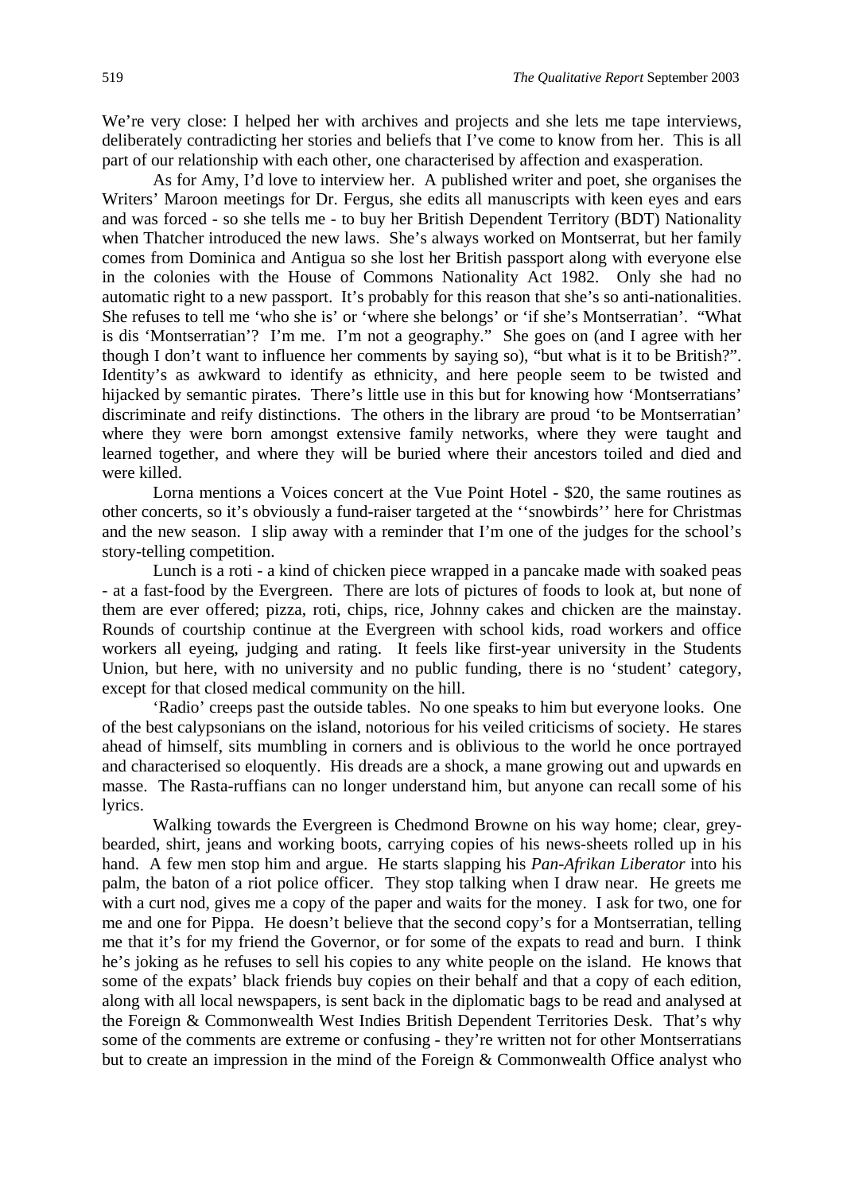We're very close: I helped her with archives and projects and she lets me tape interviews, deliberately contradicting her stories and beliefs that I've come to know from her. This is all part of our relationship with each other, one characterised by affection and exasperation.

As for Amy, I'd love to interview her. A published writer and poet, she organises the Writers' Maroon meetings for Dr. Fergus, she edits all manuscripts with keen eyes and ears and was forced - so she tells me - to buy her British Dependent Territory (BDT) Nationality when Thatcher introduced the new laws. She's always worked on Montserrat, but her family comes from Dominica and Antigua so she lost her British passport along with everyone else in the colonies with the House of Commons Nationality Act 1982. Only she had no automatic right to a new passport. It's probably for this reason that she's so anti-nationalities. She refuses to tell me 'who she is' or 'where she belongs' or 'if she's Montserratian'. "What is dis 'Montserratian'? I'm me. I'm not a geography." She goes on (and I agree with her though I don't want to influence her comments by saying so), "but what is it to be British?". Identity's as awkward to identify as ethnicity, and here people seem to be twisted and hijacked by semantic pirates. There's little use in this but for knowing how 'Montserratians' discriminate and reify distinctions. The others in the library are proud 'to be Montserratian' where they were born amongst extensive family networks, where they were taught and learned together, and where they will be buried where their ancestors toiled and died and were killed.

Lorna mentions a Voices concert at the Vue Point Hotel - $20, the same routines as other concerts, so it's obviously a fund-raiser targeted at the ''snowbirds'' here for Christmas and the new season. I slip away with a reminder that I'm one of the judges for the school's story-telling competition.

Lunch is a roti - a kind of chicken piece wrapped in a pancake made with soaked peas - at a fast-food by the Evergreen. There are lots of pictures of foods to look at, but none of them are ever offered; pizza, roti, chips, rice, Johnny cakes and chicken are the mainstay. Rounds of courtship continue at the Evergreen with school kids, road workers and office workers all eyeing, judging and rating. It feels like first-year university in the Students Union, but here, with no university and no public funding, there is no 'student' category, except for that closed medical community on the hill.

'Radio' creeps past the outside tables. No one speaks to him but everyone looks. One of the best calypsonians on the island, notorious for his veiled criticisms of society. He stares ahead of himself, sits mumbling in corners and is oblivious to the world he once portrayed and characterised so eloquently. His dreads are a shock, a mane growing out and upwards en masse. The Rasta-ruffians can no longer understand him, but anyone can recall some of his lyrics.

Walking towards the Evergreen is Chedmond Browne on his way home; clear, grey-bearded, shirt, jeans and working boots, carrying copies of his news-sheets rolled up in his hand. A few men stop him and argue. He starts slapping his *Pan-Afrikan Liberator* into his palm, the baton of a riot police officer. They stop talking when I draw near. He greets me with a curt nod, gives me a copy of the paper and waits for the money. I ask for two, one for me and one for Pippa. He doesn't believe that the second copy's for a Montserratian, telling me that it's for my friend the Governor, or for some of the expats to read and burn. I think he's joking as he refuses to sell his copies to any white people on the island. He knows that some of the expats' black friends buy copies on their behalf and that a copy of each edition, along with all local newspapers, is sent back in the diplomatic bags to be read and analysed at the Foreign & Commonwealth West Indies British Dependent Territories Desk. That's why some of the comments are extreme or confusing - they're written not for other Montserratians but to create an impression in the mind of the Foreign & Commonwealth Office analyst who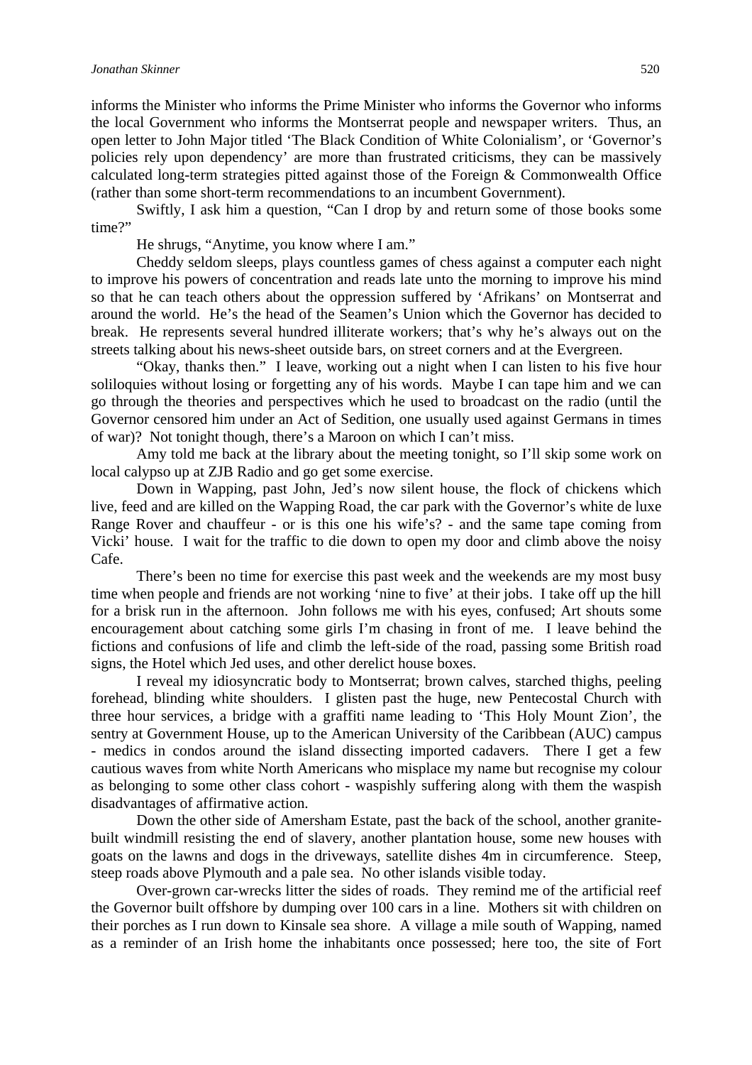informs the Minister who informs the Prime Minister who informs the Governor who informs the local Government who informs the Montserrat people and newspaper writers. Thus, an open letter to John Major titled 'The Black Condition of White Colonialism', or 'Governor's policies rely upon dependency' are more than frustrated criticisms, they can be massively calculated long-term strategies pitted against those of the Foreign & Commonwealth Office (rather than some short-term recommendations to an incumbent Government).

Swiftly, I ask him a question, "Can I drop by and return some of those books some time?"

He shrugs, "Anytime, you know where I am."

Cheddy seldom sleeps, plays countless games of chess against a computer each night to improve his powers of concentration and reads late unto the morning to improve his mind so that he can teach others about the oppression suffered by 'Afrikans' on Montserrat and around the world. He's the head of the Seamen's Union which the Governor has decided to break. He represents several hundred illiterate workers; that's why he's always out on the streets talking about his news-sheet outside bars, on street corners and at the Evergreen.

"Okay, thanks then." I leave, working out a night when I can listen to his five hour soliloquies without losing or forgetting any of his words. Maybe I can tape him and we can go through the theories and perspectives which he used to broadcast on the radio (until the Governor censored him under an Act of Sedition, one usually used against Germans in times of war)? Not tonight though, there's a Maroon on which I can't miss.

Amy told me back at the library about the meeting tonight, so I'll skip some work on local calypso up at ZJB Radio and go get some exercise.

Down in Wapping, past John, Jed's now silent house, the flock of chickens which live, feed and are killed on the Wapping Road, the car park with the Governor's white de luxe Range Rover and chauffeur - or is this one his wife's? - and the same tape coming from Vicki' house. I wait for the traffic to die down to open my door and climb above the noisy Cafe.

There's been no time for exercise this past week and the weekends are my most busy time when people and friends are not working 'nine to five' at their jobs. I take off up the hill for a brisk run in the afternoon. John follows me with his eyes, confused; Art shouts some encouragement about catching some girls I'm chasing in front of me. I leave behind the fictions and confusions of life and climb the left-side of the road, passing some British road signs, the Hotel which Jed uses, and other derelict house boxes.

I reveal my idiosyncratic body to Montserrat; brown calves, starched thighs, peeling forehead, blinding white shoulders. I glisten past the huge, new Pentecostal Church with three hour services, a bridge with a graffiti name leading to 'This Holy Mount Zion', the sentry at Government House, up to the American University of the Caribbean (AUC) campus - medics in condos around the island dissecting imported cadavers. There I get a few cautious waves from white North Americans who misplace my name but recognise my colour as belonging to some other class cohort - waspishly suffering along with them the waspish disadvantages of affirmative action.

Down the other side of Amersham Estate, past the back of the school, another granite-built windmill resisting the end of slavery, another plantation house, some new houses with goats on the lawns and dogs in the driveways, satellite dishes 4m in circumference. Steep, steep roads above Plymouth and a pale sea. No other islands visible today.

Over-grown car-wrecks litter the sides of roads. They remind me of the artificial reef the Governor built offshore by dumping over 100 cars in a line. Mothers sit with children on their porches as I run down to Kinsale sea shore. A village a mile south of Wapping, named as a reminder of an Irish home the inhabitants once possessed; here too, the site of Fort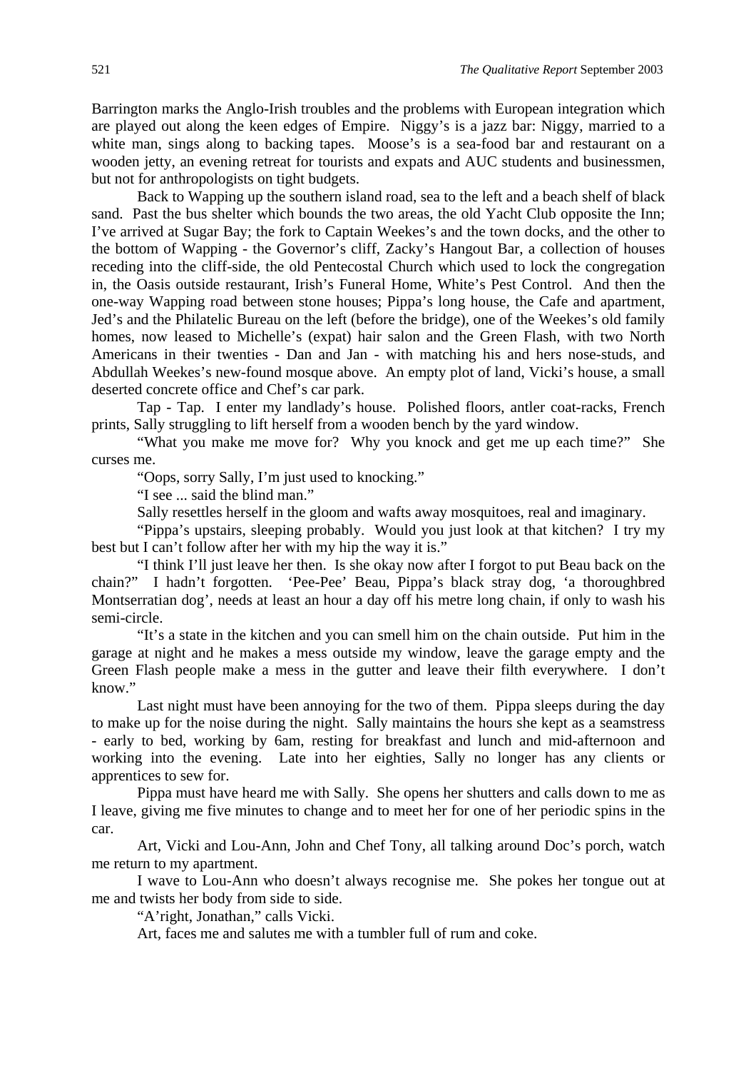Barrington marks the Anglo-Irish troubles and the problems with European integration which are played out along the keen edges of Empire. Niggy's is a jazz bar: Niggy, married to a white man, sings along to backing tapes. Moose's is a sea-food bar and restaurant on a wooden jetty, an evening retreat for tourists and expats and AUC students and businessmen, but not for anthropologists on tight budgets.

Back to Wapping up the southern island road, sea to the left and a beach shelf of black sand. Past the bus shelter which bounds the two areas, the old Yacht Club opposite the Inn; I've arrived at Sugar Bay; the fork to Captain Weekes's and the town docks, and the other to the bottom of Wapping - the Governor's cliff, Zacky's Hangout Bar, a collection of houses receding into the cliff-side, the old Pentecostal Church which used to lock the congregation in, the Oasis outside restaurant, Irish's Funeral Home, White's Pest Control. And then the one-way Wapping road between stone houses; Pippa's long house, the Cafe and apartment, Jed's and the Philatelic Bureau on the left (before the bridge), one of the Weekes's old family homes, now leased to Michelle's (expat) hair salon and the Green Flash, with two North Americans in their twenties - Dan and Jan - with matching his and hers nose-studs, and Abdullah Weekes's new-found mosque above. An empty plot of land, Vicki's house, a small deserted concrete office and Chef's car park.

Tap - Tap. I enter my landlady's house. Polished floors, antler coat-racks, French prints, Sally struggling to lift herself from a wooden bench by the yard window.

"What you make me move for? Why you knock and get me up each time?" She curses me.

"Oops, sorry Sally, I'm just used to knocking."

"I see ... said the blind man."

Sally resettles herself in the gloom and wafts away mosquitoes, real and imaginary.

"Pippa's upstairs, sleeping probably. Would you just look at that kitchen? I try my best but I can't follow after her with my hip the way it is."

"I think I'll just leave her then. Is she okay now after I forgot to put Beau back on the chain?" I hadn't forgotten. 'Pee-Pee' Beau, Pippa's black stray dog, 'a thoroughbred Montserratian dog', needs at least an hour a day off his metre long chain, if only to wash his semi-circle.

"It's a state in the kitchen and you can smell him on the chain outside. Put him in the garage at night and he makes a mess outside my window, leave the garage empty and the Green Flash people make a mess in the gutter and leave their filth everywhere. I don't know."

Last night must have been annoying for the two of them. Pippa sleeps during the day to make up for the noise during the night. Sally maintains the hours she kept as a seamstress - early to bed, working by 6am, resting for breakfast and lunch and mid-afternoon and working into the evening. Late into her eighties, Sally no longer has any clients or apprentices to sew for.

Pippa must have heard me with Sally. She opens her shutters and calls down to me as I leave, giving me five minutes to change and to meet her for one of her periodic spins in the car.

Art, Vicki and Lou-Ann, John and Chef Tony, all talking around Doc's porch, watch me return to my apartment.

I wave to Lou-Ann who doesn't always recognise me. She pokes her tongue out at me and twists her body from side to side.

"A'right, Jonathan," calls Vicki.

Art, faces me and salutes me with a tumbler full of rum and coke.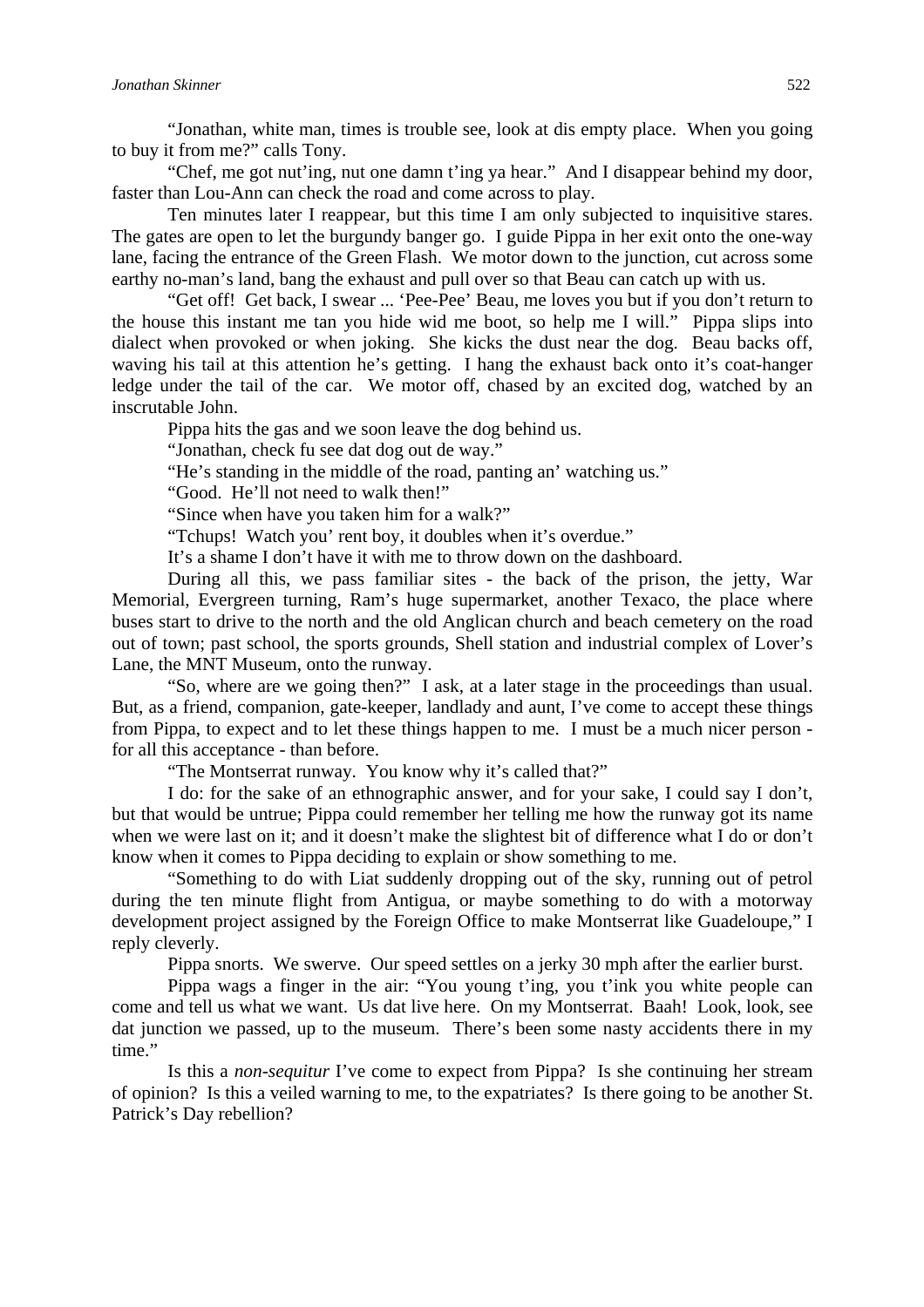"Jonathan, white man, times is trouble see, look at dis empty place. When you going to buy it from me?" calls Tony.

"Chef, me got nut'ing, nut one damn t'ing ya hear." And I disappear behind my door, faster than Lou-Ann can check the road and come across to play.

Ten minutes later I reappear, but this time I am only subjected to inquisitive stares. The gates are open to let the burgundy banger go. I guide Pippa in her exit onto the one-way lane, facing the entrance of the Green Flash. We motor down to the junction, cut across some earthy no-man's land, bang the exhaust and pull over so that Beau can catch up with us.

"Get off! Get back, I swear ... 'Pee-Pee' Beau, me loves you but if you don't return to the house this instant me tan you hide wid me boot, so help me I will." Pippa slips into dialect when provoked or when joking. She kicks the dust near the dog. Beau backs off, waving his tail at this attention he's getting. I hang the exhaust back onto it's coat-hanger ledge under the tail of the car. We motor off, chased by an excited dog, watched by an inscrutable John.

Pippa hits the gas and we soon leave the dog behind us.

"Jonathan, check fu see dat dog out de way."

"He's standing in the middle of the road, panting an' watching us."

"Good. He'll not need to walk then!"

"Since when have you taken him for a walk?"

"Tchups! Watch you' rent boy, it doubles when it's overdue."

It's a shame I don't have it with me to throw down on the dashboard.

During all this, we pass familiar sites - the back of the prison, the jetty, War Memorial, Evergreen turning, Ram's huge supermarket, another Texaco, the place where buses start to drive to the north and the old Anglican church and beach cemetery on the road out of town; past school, the sports grounds, Shell station and industrial complex of Lover's Lane, the MNT Museum, onto the runway.

"So, where are we going then?" I ask, at a later stage in the proceedings than usual. But, as a friend, companion, gate-keeper, landlady and aunt, I've come to accept these things from Pippa, to expect and to let these things happen to me. I must be a much nicer person - for all this acceptance - than before.

"The Montserrat runway. You know why it's called that?"

I do: for the sake of an ethnographic answer, and for your sake, I could say I don't, but that would be untrue; Pippa could remember her telling me how the runway got its name when we were last on it; and it doesn't make the slightest bit of difference what I do or don't know when it comes to Pippa deciding to explain or show something to me.

"Something to do with Liat suddenly dropping out of the sky, running out of petrol during the ten minute flight from Antigua, or maybe something to do with a motorway development project assigned by the Foreign Office to make Montserrat like Guadeloupe," I reply cleverly.

Pippa snorts. We swerve. Our speed settles on a jerky 30 mph after the earlier burst.

Pippa wags a finger in the air: "You young t'ing, you t'ink you white people can come and tell us what we want. Us dat live here. On my Montserrat. Baah! Look, look, see dat junction we passed, up to the museum. There's been some nasty accidents there in my time."

Is this a *non-sequitur* I've come to expect from Pippa? Is she continuing her stream of opinion? Is this a veiled warning to me, to the expatriates? Is there going to be another St. Patrick's Day rebellion?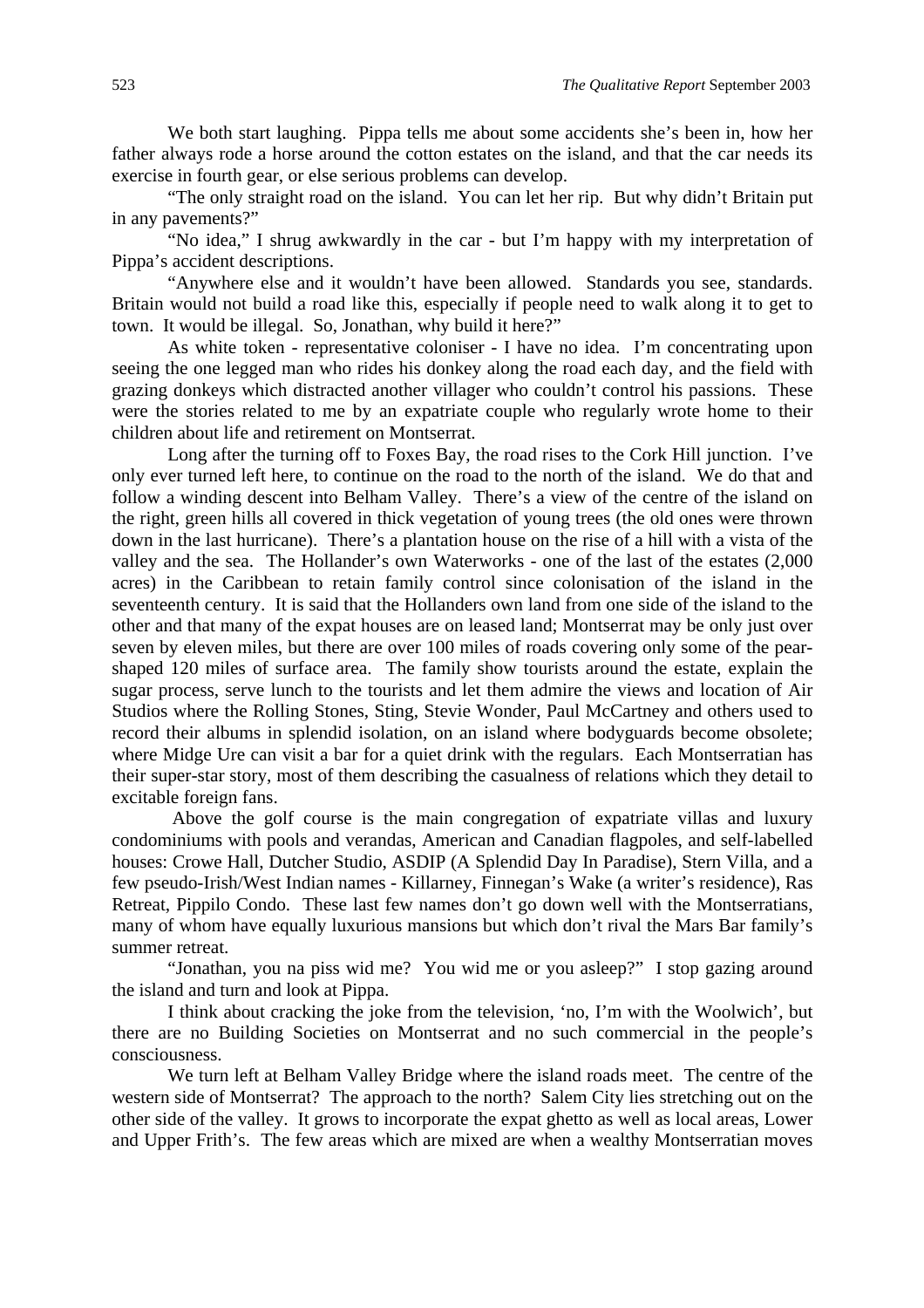We both start laughing. Pippa tells me about some accidents she's been in, how her father always rode a horse around the cotton estates on the island, and that the car needs its exercise in fourth gear, or else serious problems can develop.

"The only straight road on the island. You can let her rip. But why didn't Britain put in any pavements?"

"No idea," I shrug awkwardly in the car - but I'm happy with my interpretation of Pippa's accident descriptions.

"Anywhere else and it wouldn't have been allowed. Standards you see, standards. Britain would not build a road like this, especially if people need to walk along it to get to town. It would be illegal. So, Jonathan, why build it here?"

As white token - representative coloniser - I have no idea. I'm concentrating upon seeing the one legged man who rides his donkey along the road each day, and the field with grazing donkeys which distracted another villager who couldn't control his passions. These were the stories related to me by an expatriate couple who regularly wrote home to their children about life and retirement on Montserrat.

Long after the turning off to Foxes Bay, the road rises to the Cork Hill junction. I've only ever turned left here, to continue on the road to the north of the island. We do that and follow a winding descent into Belham Valley. There's a view of the centre of the island on the right, green hills all covered in thick vegetation of young trees (the old ones were thrown down in the last hurricane). There's a plantation house on the rise of a hill with a vista of the valley and the sea. The Hollander's own Waterworks - one of the last of the estates (2,000 acres) in the Caribbean to retain family control since colonisation of the island in the seventeenth century. It is said that the Hollanders own land from one side of the island to the other and that many of the expat houses are on leased land; Montserrat may be only just over seven by eleven miles, but there are over 100 miles of roads covering only some of the pear-shaped 120 miles of surface area. The family show tourists around the estate, explain the sugar process, serve lunch to the tourists and let them admire the views and location of Air Studios where the Rolling Stones, Sting, Stevie Wonder, Paul McCartney and others used to record their albums in splendid isolation, on an island where bodyguards become obsolete; where Midge Ure can visit a bar for a quiet drink with the regulars. Each Montserratian has their super-star story, most of them describing the casualness of relations which they detail to excitable foreign fans.

Above the golf course is the main congregation of expatriate villas and luxury condominiums with pools and verandas, American and Canadian flagpoles, and self-labelled houses: Crowe Hall, Dutcher Studio, ASDIP (A Splendid Day In Paradise), Stern Villa, and a few pseudo-Irish/West Indian names - Killarney, Finnegan's Wake (a writer's residence), Ras Retreat, Pippilo Condo. These last few names don't go down well with the Montserratians, many of whom have equally luxurious mansions but which don't rival the Mars Bar family's summer retreat.

"Jonathan, you na piss wid me? You wid me or you asleep?" I stop gazing around the island and turn and look at Pippa.

I think about cracking the joke from the television, 'no, I'm with the Woolwich', but there are no Building Societies on Montserrat and no such commercial in the people's consciousness.

We turn left at Belham Valley Bridge where the island roads meet. The centre of the western side of Montserrat? The approach to the north? Salem City lies stretching out on the other side of the valley. It grows to incorporate the expat ghetto as well as local areas, Lower and Upper Frith's. The few areas which are mixed are when a wealthy Montserratian moves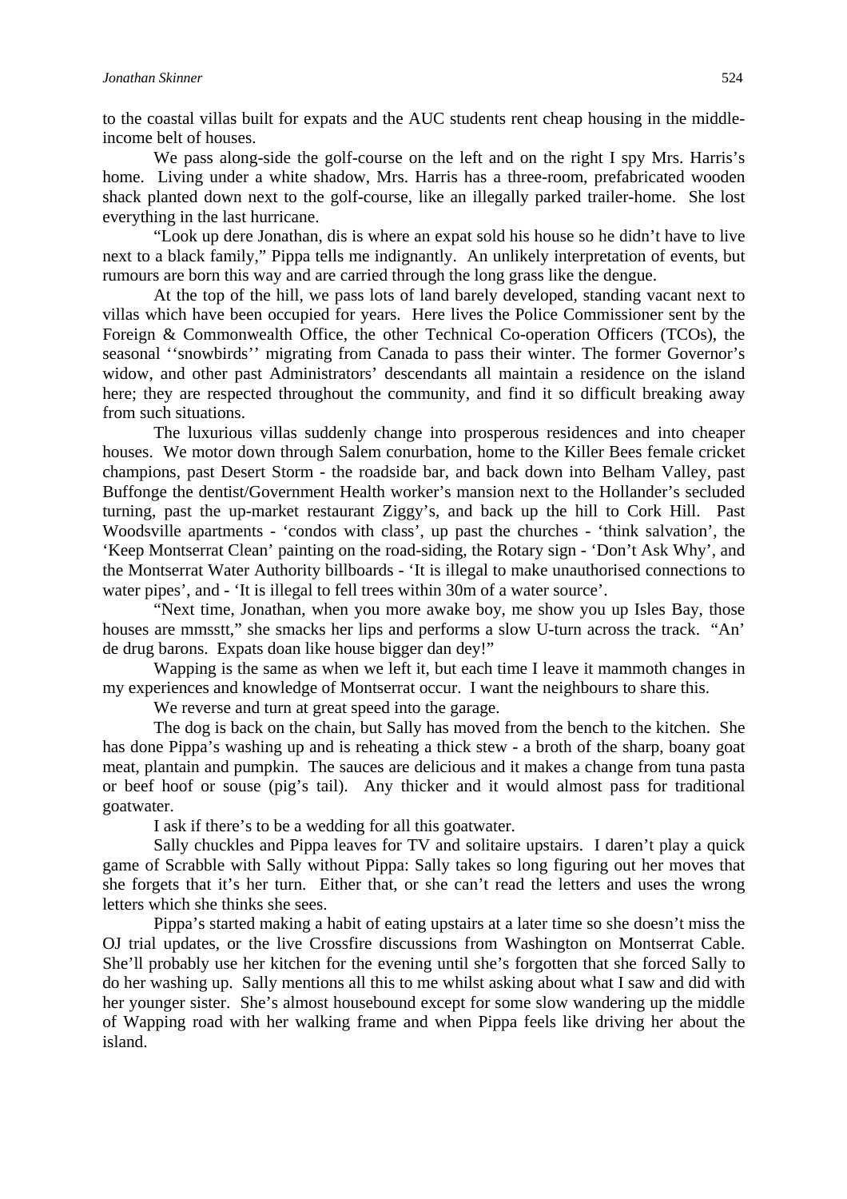to the coastal villas built for expats and the AUC students rent cheap housing in the middle-income belt of houses.

We pass along-side the golf-course on the left and on the right I spy Mrs. Harris's home. Living under a white shadow, Mrs. Harris has a three-room, prefabricated wooden shack planted down next to the golf-course, like an illegally parked trailer-home. She lost everything in the last hurricane.

"Look up dere Jonathan, dis is where an expat sold his house so he didn't have to live next to a black family," Pippa tells me indignantly. An unlikely interpretation of events, but rumours are born this way and are carried through the long grass like the dengue.

At the top of the hill, we pass lots of land barely developed, standing vacant next to villas which have been occupied for years. Here lives the Police Commissioner sent by the Foreign & Commonwealth Office, the other Technical Co-operation Officers (TCOs), the seasonal ''snowbirds'' migrating from Canada to pass their winter. The former Governor's widow, and other past Administrators' descendants all maintain a residence on the island here; they are respected throughout the community, and find it so difficult breaking away from such situations.

The luxurious villas suddenly change into prosperous residences and into cheaper houses. We motor down through Salem conurbation, home to the Killer Bees female cricket champions, past Desert Storm - the roadside bar, and back down into Belham Valley, past Buffonge the dentist/Government Health worker's mansion next to the Hollander's secluded turning, past the up-market restaurant Ziggy's, and back up the hill to Cork Hill. Past Woodsville apartments - 'condos with class', up past the churches - 'think salvation', the 'Keep Montserrat Clean' painting on the road-siding, the Rotary sign - 'Don't Ask Why', and the Montserrat Water Authority billboards - 'It is illegal to make unauthorised connections to water pipes', and - 'It is illegal to fell trees within 30m of a water source'.

"Next time, Jonathan, when you more awake boy, me show you up Isles Bay, those houses are mmsstt," she smacks her lips and performs a slow U-turn across the track. "An' de drug barons. Expats doan like house bigger dan dey!"

Wapping is the same as when we left it, but each time I leave it mammoth changes in my experiences and knowledge of Montserrat occur. I want the neighbours to share this.

We reverse and turn at great speed into the garage.

The dog is back on the chain, but Sally has moved from the bench to the kitchen. She has done Pippa's washing up and is reheating a thick stew - a broth of the sharp, boany goat meat, plantain and pumpkin. The sauces are delicious and it makes a change from tuna pasta or beef hoof or souse (pig's tail). Any thicker and it would almost pass for traditional goatwater.

I ask if there's to be a wedding for all this goatwater.

Sally chuckles and Pippa leaves for TV and solitaire upstairs. I daren't play a quick game of Scrabble with Sally without Pippa: Sally takes so long figuring out her moves that she forgets that it's her turn. Either that, or she can't read the letters and uses the wrong letters which she thinks she sees.

Pippa's started making a habit of eating upstairs at a later time so she doesn't miss the OJ trial updates, or the live Crossfire discussions from Washington on Montserrat Cable. She'll probably use her kitchen for the evening until she's forgotten that she forced Sally to do her washing up. Sally mentions all this to me whilst asking about what I saw and did with her younger sister. She's almost housebound except for some slow wandering up the middle of Wapping road with her walking frame and when Pippa feels like driving her about the island.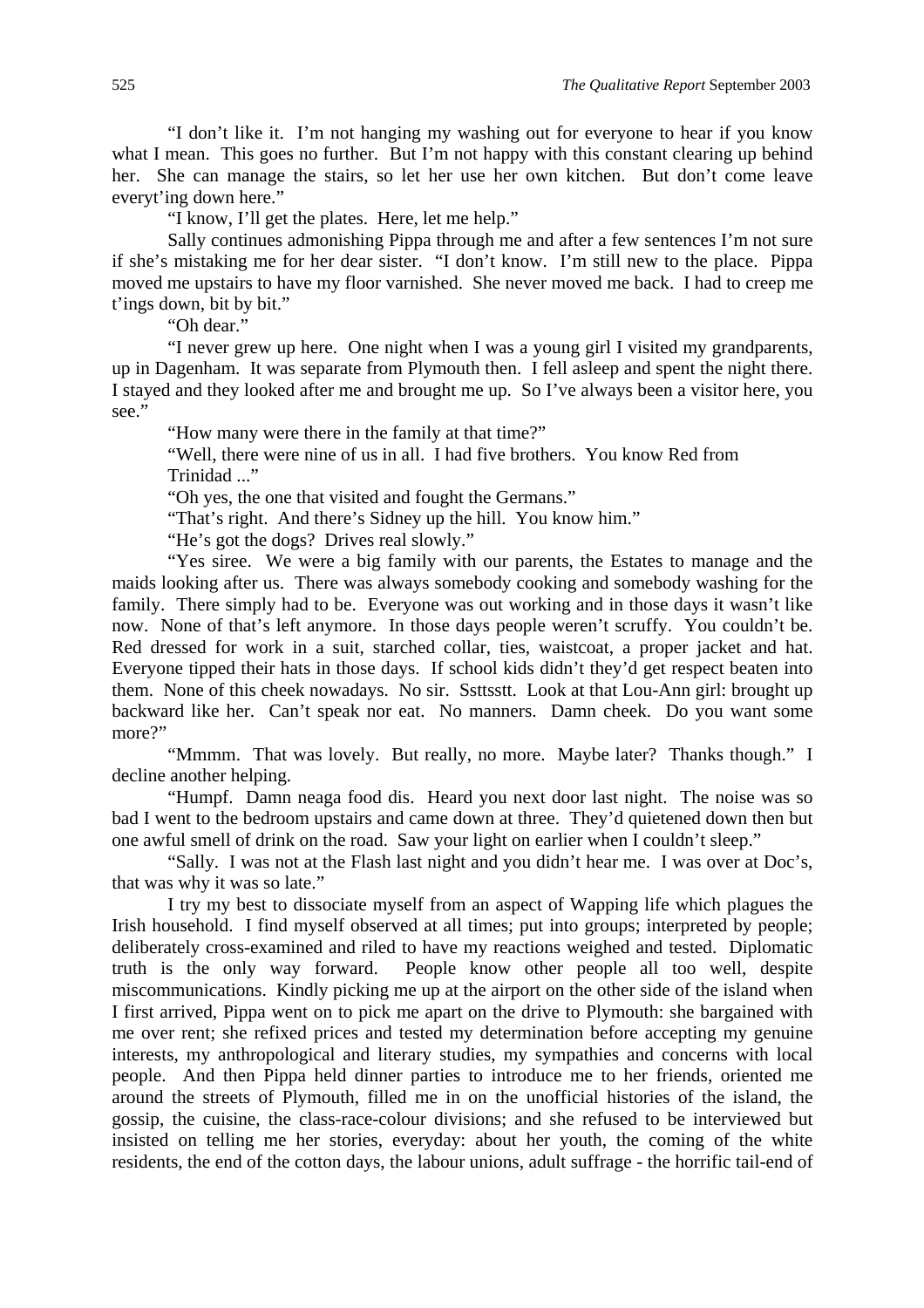"I don't like it. I'm not hanging my washing out for everyone to hear if you know what I mean. This goes no further. But I'm not happy with this constant clearing up behind her. She can manage the stairs, so let her use her own kitchen. But don't come leave everyt'ing down here."

"I know, I'll get the plates. Here, let me help."

Sally continues admonishing Pippa through me and after a few sentences I'm not sure if she's mistaking me for her dear sister. "I don't know. I'm still new to the place. Pippa moved me upstairs to have my floor varnished. She never moved me back. I had to creep me t'ings down, bit by bit."

"Oh dear."

"I never grew up here. One night when I was a young girl I visited my grandparents, up in Dagenham. It was separate from Plymouth then. I fell asleep and spent the night there. I stayed and they looked after me and brought me up. So I've always been a visitor here, you see."

"How many were there in the family at that time?"

"Well, there were nine of us in all. I had five brothers. You know Red from Trinidad ..."

"Oh yes, the one that visited and fought the Germans."

"That's right. And there's Sidney up the hill. You know him."

"He's got the dogs? Drives real slowly."

"Yes siree. We were a big family with our parents, the Estates to manage and the maids looking after us. There was always somebody cooking and somebody washing for the family. There simply had to be. Everyone was out working and in those days it wasn't like now. None of that's left anymore. In those days people weren't scruffy. You couldn't be. Red dressed for work in a suit, starched collar, ties, waistcoat, a proper jacket and hat. Everyone tipped their hats in those days. If school kids didn't they'd get respect beaten into them. None of this cheek nowadays. No sir. Ssttsstt. Look at that Lou-Ann girl: brought up backward like her. Can't speak nor eat. No manners. Damn cheek. Do you want some more?"

"Mmmm. That was lovely. But really, no more. Maybe later? Thanks though." I decline another helping.

"Humpf. Damn neaga food dis. Heard you next door last night. The noise was so bad I went to the bedroom upstairs and came down at three. They'd quietened down then but one awful smell of drink on the road. Saw your light on earlier when I couldn't sleep."

"Sally. I was not at the Flash last night and you didn't hear me. I was over at Doc's, that was why it was so late."

I try my best to dissociate myself from an aspect of Wapping life which plagues the Irish household. I find myself observed at all times; put into groups; interpreted by people; deliberately cross-examined and riled to have my reactions weighed and tested. Diplomatic truth is the only way forward. People know other people all too well, despite miscommunications. Kindly picking me up at the airport on the other side of the island when I first arrived, Pippa went on to pick me apart on the drive to Plymouth: she bargained with me over rent; she refixed prices and tested my determination before accepting my genuine interests, my anthropological and literary studies, my sympathies and concerns with local people. And then Pippa held dinner parties to introduce me to her friends, oriented me around the streets of Plymouth, filled me in on the unofficial histories of the island, the gossip, the cuisine, the class-race-colour divisions; and she refused to be interviewed but insisted on telling me her stories, everyday: about her youth, the coming of the white residents, the end of the cotton days, the labour unions, adult suffrage - the horrific tail-end of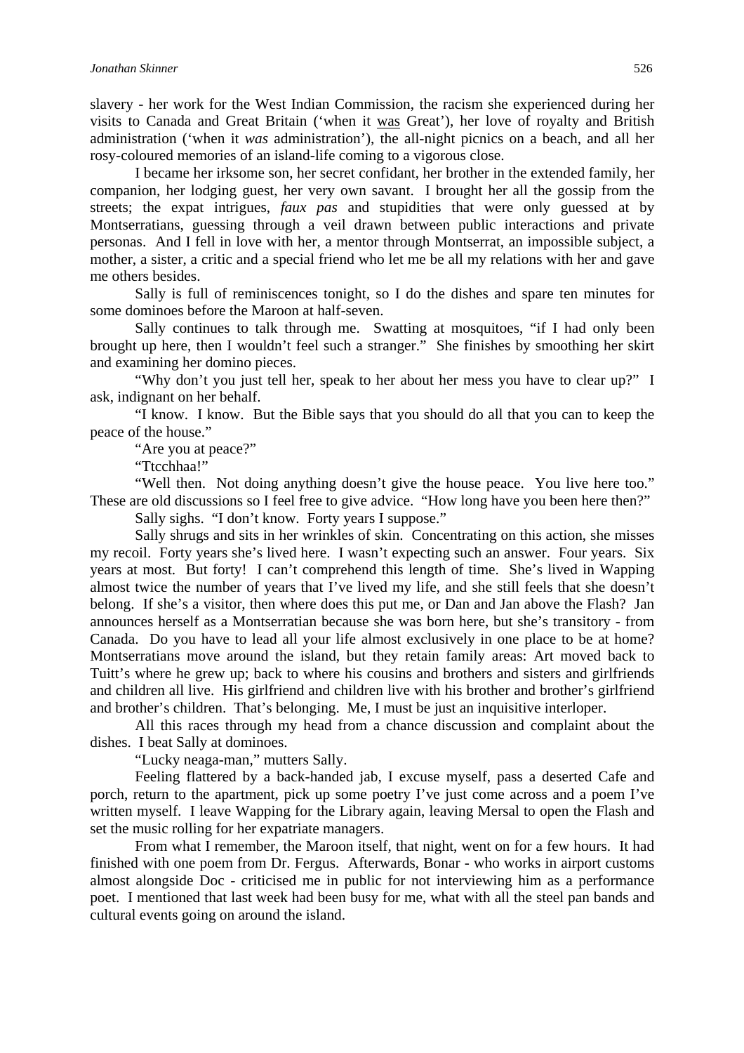slavery - her work for the West Indian Commission, the racism she experienced during her visits to Canada and Great Britain ('when it was Great'), her love of royalty and British administration ('when it *was* administration'), the all-night picnics on a beach, and all her rosy-coloured memories of an island-life coming to a vigorous close.

I became her irksome son, her secret confidant, her brother in the extended family, her companion, her lodging guest, her very own savant. I brought her all the gossip from the streets; the expat intrigues, *faux pas* and stupidities that were only guessed at by Montserratians, guessing through a veil drawn between public interactions and private personas. And I fell in love with her, a mentor through Montserrat, an impossible subject, a mother, a sister, a critic and a special friend who let me be all my relations with her and gave me others besides.

Sally is full of reminiscences tonight, so I do the dishes and spare ten minutes for some dominoes before the Maroon at half-seven.

Sally continues to talk through me. Swatting at mosquitoes, "if I had only been brought up here, then I wouldn't feel such a stranger." She finishes by smoothing her skirt and examining her domino pieces.

"Why don't you just tell her, speak to her about her mess you have to clear up?" I ask, indignant on her behalf.

"I know. I know. But the Bible says that you should do all that you can to keep the peace of the house."

"Are you at peace?"

"Ttcchhaa!"

"Well then. Not doing anything doesn't give the house peace. You live here too." These are old discussions so I feel free to give advice. "How long have you been here then?"

Sally sighs. "I don't know. Forty years I suppose."

Sally shrugs and sits in her wrinkles of skin. Concentrating on this action, she misses my recoil. Forty years she's lived here. I wasn't expecting such an answer. Four years. Six years at most. But forty! I can't comprehend this length of time. She's lived in Wapping almost twice the number of years that I've lived my life, and she still feels that she doesn't belong. If she's a visitor, then where does this put me, or Dan and Jan above the Flash? Jan announces herself as a Montserratian because she was born here, but she's transitory - from Canada. Do you have to lead all your life almost exclusively in one place to be at home? Montserratians move around the island, but they retain family areas: Art moved back to Tuitt's where he grew up; back to where his cousins and brothers and sisters and girlfriends and children all live. His girlfriend and children live with his brother and brother's girlfriend and brother's children. That's belonging. Me, I must be just an inquisitive interloper.

All this races through my head from a chance discussion and complaint about the dishes. I beat Sally at dominoes.

"Lucky neaga-man," mutters Sally.

Feeling flattered by a back-handed jab, I excuse myself, pass a deserted Cafe and porch, return to the apartment, pick up some poetry I've just come across and a poem I've written myself. I leave Wapping for the Library again, leaving Mersal to open the Flash and set the music rolling for her expatriate managers.

From what I remember, the Maroon itself, that night, went on for a few hours. It had finished with one poem from Dr. Fergus. Afterwards, Bonar - who works in airport customs almost alongside Doc - criticised me in public for not interviewing him as a performance poet. I mentioned that last week had been busy for me, what with all the steel pan bands and cultural events going on around the island.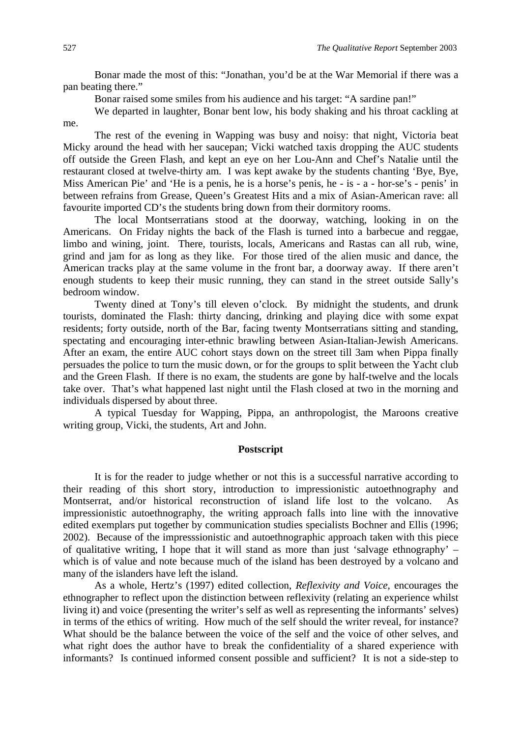Bonar made the most of this: "Jonathan, you'd be at the War Memorial if there was a pan beating there."

Bonar raised some smiles from his audience and his target: "A sardine pan!"

We departed in laughter, Bonar bent low, his body shaking and his throat cackling at me.

The rest of the evening in Wapping was busy and noisy: that night, Victoria beat Micky around the head with her saucepan; Vicki watched taxis dropping the AUC students off outside the Green Flash, and kept an eye on her Lou-Ann and Chef's Natalie until the restaurant closed at twelve-thirty am. I was kept awake by the students chanting 'Bye, Bye, Miss American Pie' and 'He is a penis, he is a horse's penis, he - is - a - hor-se's - penis' in between refrains from Grease, Queen's Greatest Hits and a mix of Asian-American rave: all favourite imported CD's the students bring down from their dormitory rooms.

The local Montserratians stood at the doorway, watching, looking in on the Americans. On Friday nights the back of the Flash is turned into a barbecue and reggae, limbo and wining, joint. There, tourists, locals, Americans and Rastas can all rub, wine, grind and jam for as long as they like. For those tired of the alien music and dance, the American tracks play at the same volume in the front bar, a doorway away. If there aren't enough students to keep their music running, they can stand in the street outside Sally's bedroom window.

Twenty dined at Tony's till eleven o'clock. By midnight the students, and drunk tourists, dominated the Flash: thirty dancing, drinking and playing dice with some expat residents; forty outside, north of the Bar, facing twenty Montserratians sitting and standing, spectating and encouraging inter-ethnic brawling between Asian-Italian-Jewish Americans. After an exam, the entire AUC cohort stays down on the street till 3am when Pippa finally persuades the police to turn the music down, or for the groups to split between the Yacht club and the Green Flash. If there is no exam, the students are gone by half-twelve and the locals take over. That's what happened last night until the Flash closed at two in the morning and individuals dispersed by about three.

A typical Tuesday for Wapping, Pippa, an anthropologist, the Maroons creative writing group, Vicki, the students, Art and John.

## Postscript

It is for the reader to judge whether or not this is a successful narrative according to their reading of this short story, introduction to impressionistic autoethnography and Montserrat, and/or historical reconstruction of island life lost to the volcano. As impressionistic autoethnography, the writing approach falls into line with the innovative edited exemplars put together by communication studies specialists Bochner and Ellis (1996; 2002). Because of the impresssionistic and autoethnographic approach taken with this piece of qualitative writing, I hope that it will stand as more than just 'salvage ethnography' – which is of value and note because much of the island has been destroyed by a volcano and many of the islanders have left the island.

As a whole, Hertz's (1997) edited collection, *Reflexivity and Voice*, encourages the ethnographer to reflect upon the distinction between reflexivity (relating an experience whilst living it) and voice (presenting the writer's self as well as representing the informants' selves) in terms of the ethics of writing. How much of the self should the writer reveal, for instance? What should be the balance between the voice of the self and the voice of other selves, and what right does the author have to break the confidentiality of a shared experience with informants? Is continued informed consent possible and sufficient? It is not a side-step to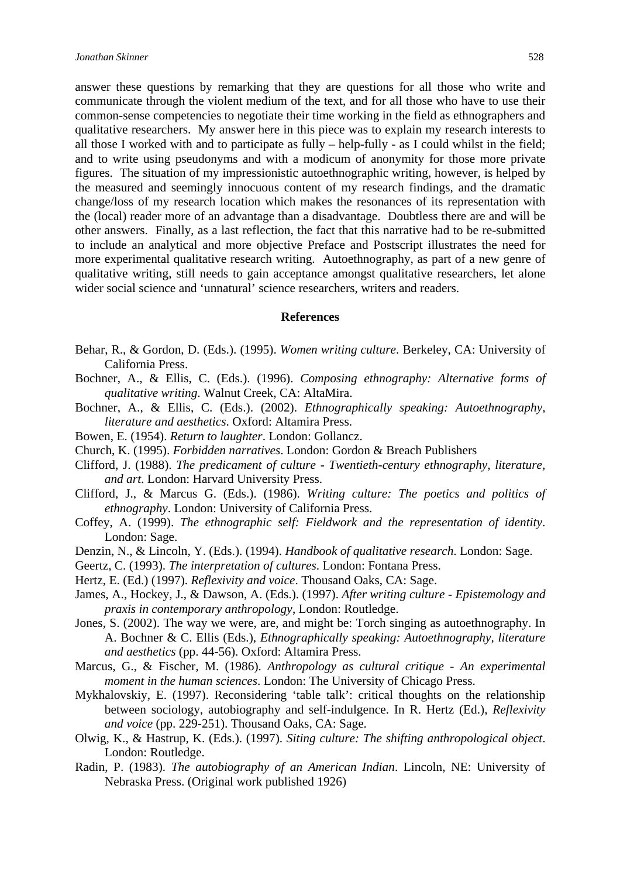answer these questions by remarking that they are questions for all those who write and communicate through the violent medium of the text, and for all those who have to use their common-sense competencies to negotiate their time working in the field as ethnographers and qualitative researchers. My answer here in this piece was to explain my research interests to all those I worked with and to participate as fully – help-fully - as I could whilst in the field; and to write using pseudonyms and with a modicum of anonymity for those more private figures. The situation of my impressionistic autoethnographic writing, however, is helped by the measured and seemingly innocuous content of my research findings, and the dramatic change/loss of my research location which makes the resonances of its representation with the (local) reader more of an advantage than a disadvantage. Doubtless there are and will be other answers. Finally, as a last reflection, the fact that this narrative had to be re-submitted to include an analytical and more objective Preface and Postscript illustrates the need for more experimental qualitative research writing. Autoethnography, as part of a new genre of qualitative writing, still needs to gain acceptance amongst qualitative researchers, let alone wider social science and 'unnatural' science researchers, writers and readers.

## References

Behar, R., & Gordon, D. (Eds.). (1995). *Women writing culture*. Berkeley, CA: University of California Press.

Bochner, A., & Ellis, C. (Eds.). (1996). *Composing ethnography: Alternative forms of qualitative writing*. Walnut Creek, CA: AltaMira.

Bochner, A., & Ellis, C. (Eds.). (2002). *Ethnographically speaking: Autoethnography, literature and aesthetics*. Oxford: Altamira Press.

Bowen, E. (1954). *Return to laughter*. London: Gollancz.

Church, K. (1995). *Forbidden narratives*. London: Gordon & Breach Publishers

Clifford, J. (1988). *The predicament of culture - Twentieth-century ethnography, literature, and art*. London: Harvard University Press.

Clifford, J., & Marcus G. (Eds.). (1986). *Writing culture: The poetics and politics of ethnography*. London: University of California Press.

Coffey, A. (1999). *The ethnographic self: Fieldwork and the representation of identity*. London: Sage.

Denzin, N., & Lincoln, Y. (Eds.). (1994). *Handbook of qualitative research*. London: Sage.

Geertz, C. (1993). *The interpretation of cultures*. London: Fontana Press.

Hertz, E. (Ed.) (1997). *Reflexivity and voice*. Thousand Oaks, CA: Sage.

James, A., Hockey, J., & Dawson, A. (Eds.). (1997). *After writing culture - Epistemology and praxis in contemporary anthropology*, London: Routledge.

Jones, S. (2002). The way we were, are, and might be: Torch singing as autoethnography. In A. Bochner & C. Ellis (Eds.), *Ethnographically speaking: Autoethnography, literature and aesthetics* (pp. 44-56). Oxford: Altamira Press.

Marcus, G., & Fischer, M. (1986). *Anthropology as cultural critique - An experimental moment in the human sciences*. London: The University of Chicago Press.

Mykhalovskiy, E. (1997). Reconsidering 'table talk': critical thoughts on the relationship between sociology, autobiography and self-indulgence. In R. Hertz (Ed.), *Reflexivity and voice* (pp. 229-251). Thousand Oaks, CA: Sage.

Olwig, K., & Hastrup, K. (Eds.). (1997). *Siting culture: The shifting anthropological object*. London: Routledge.

Radin, P. (1983). *The autobiography of an American Indian*. Lincoln, NE: University of Nebraska Press. (Original work published 1926)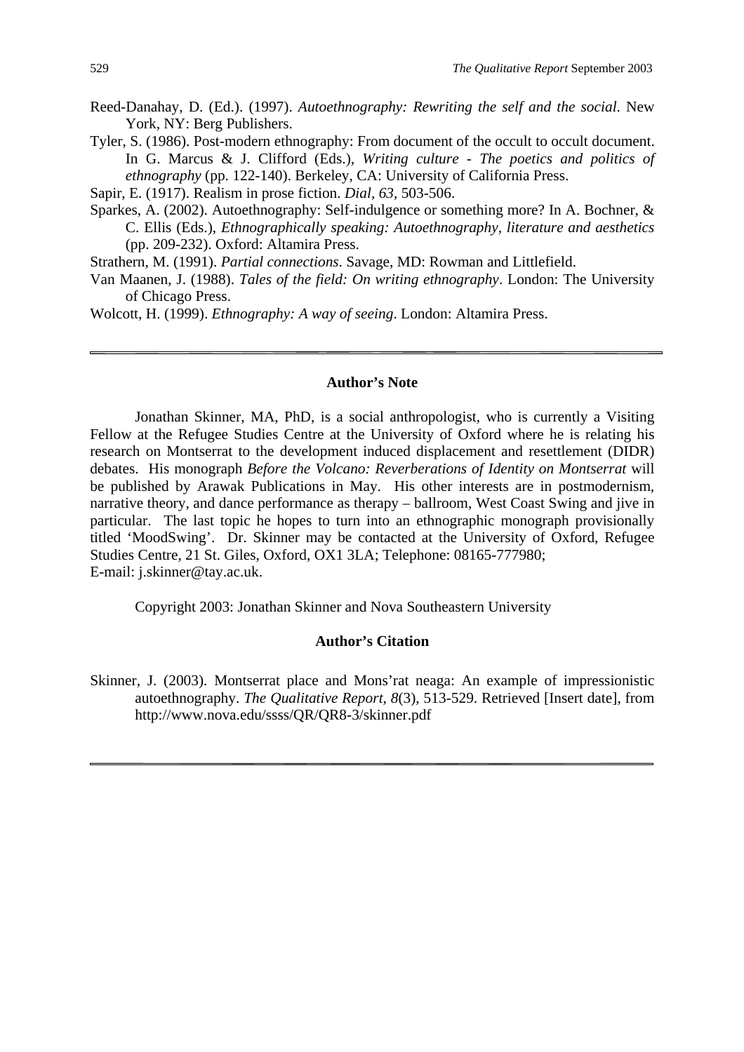Reed-Danahay, D. (Ed.). (1997). *Autoethnography: Rewriting the self and the social*. New York, NY: Berg Publishers.

Tyler, S. (1986). Post-modern ethnography: From document of the occult to occult document. In G. Marcus & J. Clifford (Eds.), *Writing culture - The poetics and politics of ethnography* (pp. 122-140). Berkeley, CA: University of California Press.

Sapir, E. (1917). Realism in prose fiction. *Dial, 63*, 503-506.

Sparkes, A. (2002). Autoethnography: Self-indulgence or something more? In A. Bochner, & C. Ellis (Eds.), *Ethnographically speaking: Autoethnography, literature and aesthetics* (pp. 209-232). Oxford: Altamira Press.

Strathern, M. (1991). *Partial connections*. Savage, MD: Rowman and Littlefield.

Van Maanen, J. (1988). *Tales of the field: On writing ethnography*. London: The University of Chicago Press.

Wolcott, H. (1999). *Ethnography: A way of seeing*. London: Altamira Press.

---

### Author's Note

Jonathan Skinner, MA, PhD, is a social anthropologist, who is currently a Visiting Fellow at the Refugee Studies Centre at the University of Oxford where he is relating his research on Montserrat to the development induced displacement and resettlement (DIDR) debates. His monograph *Before the Volcano: Reverberations of Identity on Montserrat* will be published by Arawak Publications in May. His other interests are in postmodernism, narrative theory, and dance performance as therapy – ballroom, West Coast Swing and jive in particular. The last topic he hopes to turn into an ethnographic monograph provisionally titled 'MoodSwing'. Dr. Skinner may be contacted at the University of Oxford, Refugee Studies Centre, 21 St. Giles, Oxford, OX1 3LA; Telephone: 08165-777980;
E-mail: j.skinner@tay.ac.uk.

Copyright 2003: Jonathan Skinner and Nova Southeastern University

### Author's Citation

Skinner, J. (2003). Montserrat place and Mons'rat neaga: An example of impressionistic autoethnography. *The Qualitative Report, 8*(3), 513-529. Retrieved [Insert date], from http://www.nova.edu/ssss/QR/QR8-3/skinner.pdf

---